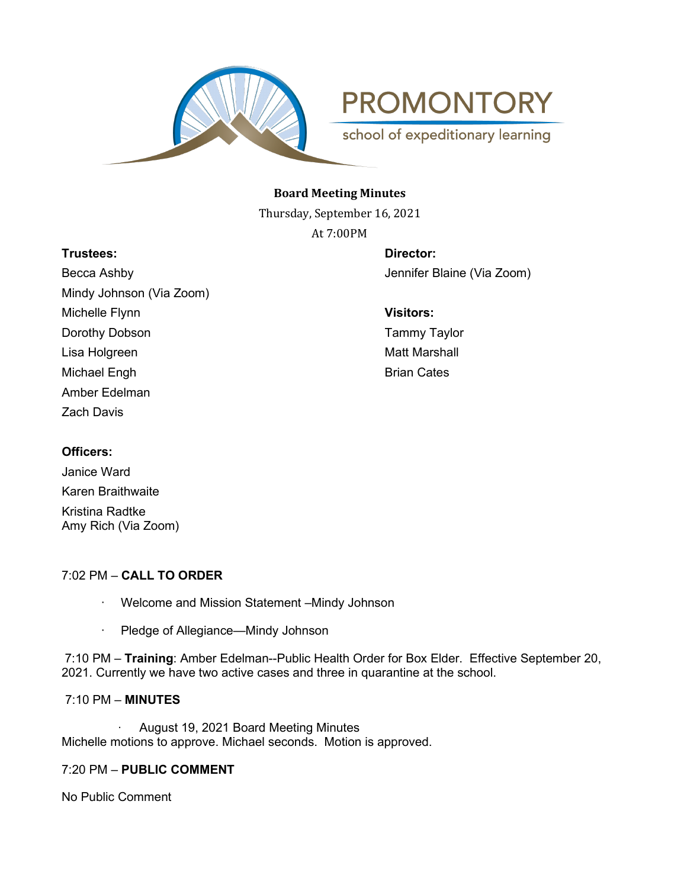PROMONTORY

school of expeditionary learning

**Board Meeting Minutes**

Thursday, September 16, 2021

At 7:00PM

**Trustees:**

Becca Ashby

Mindy Johnson (Via Zoom)

Michelle Flynn

Dorothy Dobson

Lisa Holgreen

Michael Engh

Amber Edelman

Zach Davis

**Director:**

Jennifer Blaine (Via Zoom)

**Visitors:**

Tammy Taylor

Matt Marshall

Brian Cates

**Officers:**

Janice Ward

Karen Braithwaite

Kristina Radtke

Amy Rich (Via Zoom)

7:02 PM – **CALL TO ORDER**

- Welcome and Mission Statement –Mindy Johnson
- Pledge of Allegiance—Mindy Johnson

7:10 PM – **Training**: Amber Edelman--Public Health Order for Box Elder. Effective September 20, 2021. Currently we have two active cases and three in quarantine at the school.

7:10 PM – **MINUTES**

- August 19, 2021 Board Meeting Minutes

Michelle motions to approve. Michael seconds. Motion is approved.

7:20 PM – **PUBLIC COMMENT**

No Public Comment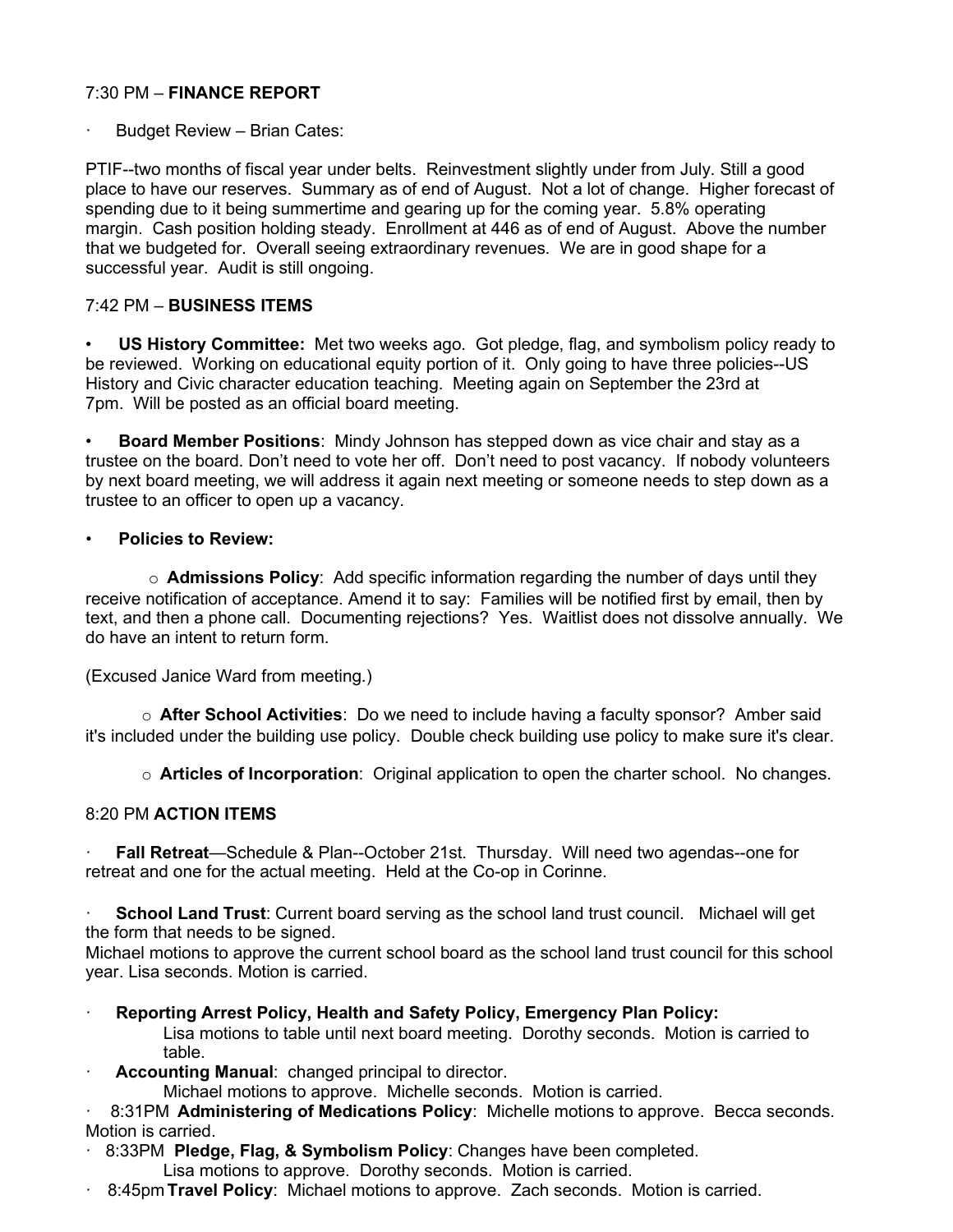7:30 PM – **FINANCE REPORT**

- Budget Review – Brian Cates:

PTIF--two months of fiscal year under belts. Reinvestment slightly under from July. Still a good place to have our reserves. Summary as of end of August. Not a lot of change. Higher forecast of spending due to it being summertime and gearing up for the coming year. 5.8% operating margin. Cash position holding steady. Enrollment at 446 as of end of August. Above the number that we budgeted for. Overall seeing extraordinary revenues. We are in good shape for a successful year. Audit is still ongoing.

7:42 PM – **BUSINESS ITEMS**

- **US History Committee:** Met two weeks ago. Got pledge, flag, and symbolism policy ready to be reviewed. Working on educational equity portion of it. Only going to have three policies--US History and Civic character education teaching. Meeting again on September the 23rd at 7pm. Will be posted as an official board meeting.

- **Board Member Positions**: Mindy Johnson has stepped down as vice chair and stay as a trustee on the board. Don't need to vote her off. Don't need to post vacancy. If nobody volunteers by next board meeting, we will address it again next meeting or someone needs to step down as a trustee to an officer to open up a vacancy.

- **Policies to Review:**

  - **Admissions Policy**: Add specific information regarding the number of days until they receive notification of acceptance. Amend it to say: Families will be notified first by email, then by text, and then a phone call. Documenting rejections? Yes. Waitlist does not dissolve annually. We do have an intent to return form.

(Excused Janice Ward from meeting.)

  - **After School Activities**: Do we need to include having a faculty sponsor? Amber said it's included under the building use policy. Double check building use policy to make sure it's clear.

  - **Articles of Incorporation**: Original application to open the charter school. No changes.

8:20 PM **ACTION ITEMS**

- **Fall Retreat**—Schedule & Plan--October 21st. Thursday. Will need two agendas--one for retreat and one for the actual meeting. Held at the Co-op in Corinne.

- **School Land Trust**: Current board serving as the school land trust council. Michael will get the form that needs to be signed.

Michael motions to approve the current school board as the school land trust council for this school year. Lisa seconds. Motion is carried.

- **Reporting Arrest Policy, Health and Safety Policy, Emergency Plan Policy:**
  Lisa motions to table until next board meeting. Dorothy seconds. Motion is carried to table.
- **Accounting Manual**: changed principal to director.
  Michael motions to approve. Michelle seconds. Motion is carried.
- 8:31PM **Administering of Medications Policy**: Michelle motions to approve. Becca seconds. Motion is carried.
- 8:33PM **Pledge, Flag, & Symbolism Policy**: Changes have been completed.
  Lisa motions to approve. Dorothy seconds. Motion is carried.
- 8:45pm **Travel Policy**: Michael motions to approve. Zach seconds. Motion is carried.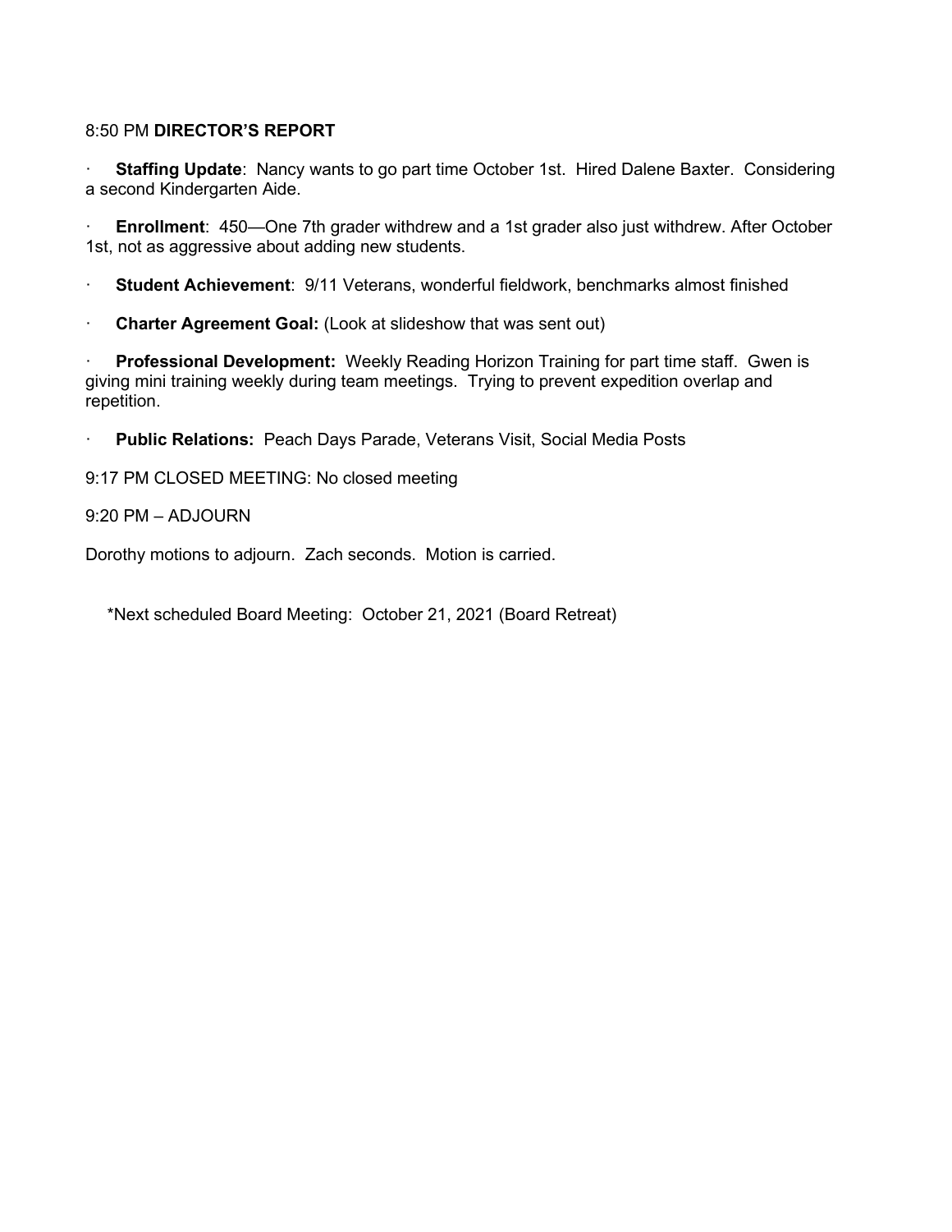8:50 PM **DIRECTOR'S REPORT**

- **Staffing Update**: Nancy wants to go part time October 1st. Hired Dalene Baxter. Considering a second Kindergarten Aide.
- **Enrollment**: 450—One 7th grader withdrew and a 1st grader also just withdrew. After October 1st, not as aggressive about adding new students.
- **Student Achievement**: 9/11 Veterans, wonderful fieldwork, benchmarks almost finished
- **Charter Agreement Goal:** (Look at slideshow that was sent out)
- **Professional Development:** Weekly Reading Horizon Training for part time staff. Gwen is giving mini training weekly during team meetings. Trying to prevent expedition overlap and repetition.
- **Public Relations:** Peach Days Parade, Veterans Visit, Social Media Posts

9:17 PM CLOSED MEETING: No closed meeting

9:20 PM – ADJOURN

Dorothy motions to adjourn. Zach seconds. Motion is carried.

*Next scheduled Board Meeting: October 21, 2021 (Board Retreat)